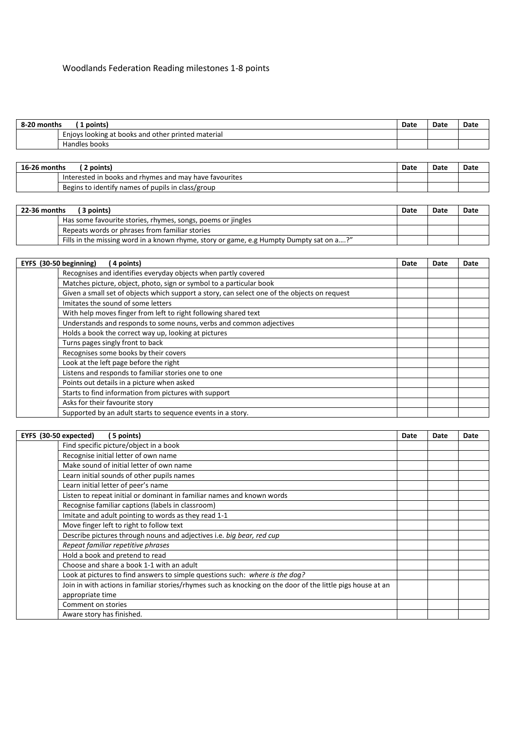Woodlands Federation Reading milestones 1-8 points

| 8-20 months ( 1 points) | | Date | Date | Date |
|---|---|---|---|---|
| | Enjoys looking at books and other printed material | | | |
| | Handles books | | | |

| 16-26 months ( 2 points) | | Date | Date | Date |
|---|---|---|---|---|
| | Interested in books and rhymes and may have favourites | | | |
| | Begins to identify names of pupils in class/group | | | |

| 22-36 months ( 3 points) | | Date | Date | Date |
|---|---|---|---|---|
| | Has some favourite stories, rhymes, songs, poems or jingles | | | |
| | Repeats words or phrases from familiar stories | | | |
| | Fills in the missing word in a known rhyme, story or game, e.g Humpty Dumpty sat on a….?" | | | |

| EYFS (30-50 beginning) ( 4 points) | | Date | Date | Date |
|---|---|---|---|---|
| | Recognises and identifies everyday objects when partly covered | | | |
| | Matches picture, object, photo, sign or symbol to a particular book | | | |
| | Given a small set of objects which support a story, can select one of the objects on request | | | |
| | Imitates the sound of some letters | | | |
| | With help moves finger from left to right following shared text | | | |
| | Understands and responds to some nouns, verbs and common adjectives | | | |
| | Holds a book the correct way up, looking at pictures | | | |
| | Turns pages singly front to back | | | |
| | Recognises some books by their covers | | | |
| | Look at the left page before the right | | | |
| | Listens and responds to familiar stories one to one | | | |
| | Points out details in a picture when asked | | | |
| | Starts to find information from pictures with support | | | |
| | Asks for their favourite story | | | |
| | Supported by an adult starts to sequence events in a story. | | | |

| EYFS (30-50 expected) ( 5 points) | | Date | Date | Date |
|---|---|---|---|---|
| | Find specific picture/object in a book | | | |
| | Recognise initial letter of own name | | | |
| | Make sound of initial letter of own name | | | |
| | Learn initial sounds of other pupils names | | | |
| | Learn initial letter of peer's name | | | |
| | Listen to repeat initial or dominant in familiar names and known words | | | |
| | Recognise familiar captions (labels in classroom) | | | |
| | Imitate and adult pointing to words as they read 1-1 | | | |
| | Move finger left to right to follow text | | | |
| | Describe pictures through nouns and adjectives i.e. *big bear, red cup* | | | |
| | *Repeat familiar repetitive phrases* | | | |
| | Hold a book and pretend to read | | | |
| | Choose and share a book 1-1 with an adult | | | |
| | Look at pictures to find answers to simple questions such: *where is the dog?* | | | |
| | Join in with actions in familiar stories/rhymes such as knocking on the door of the little pigs house at an appropriate time | | | |
| | Comment on stories | | | |
| | Aware story has finished. | | | |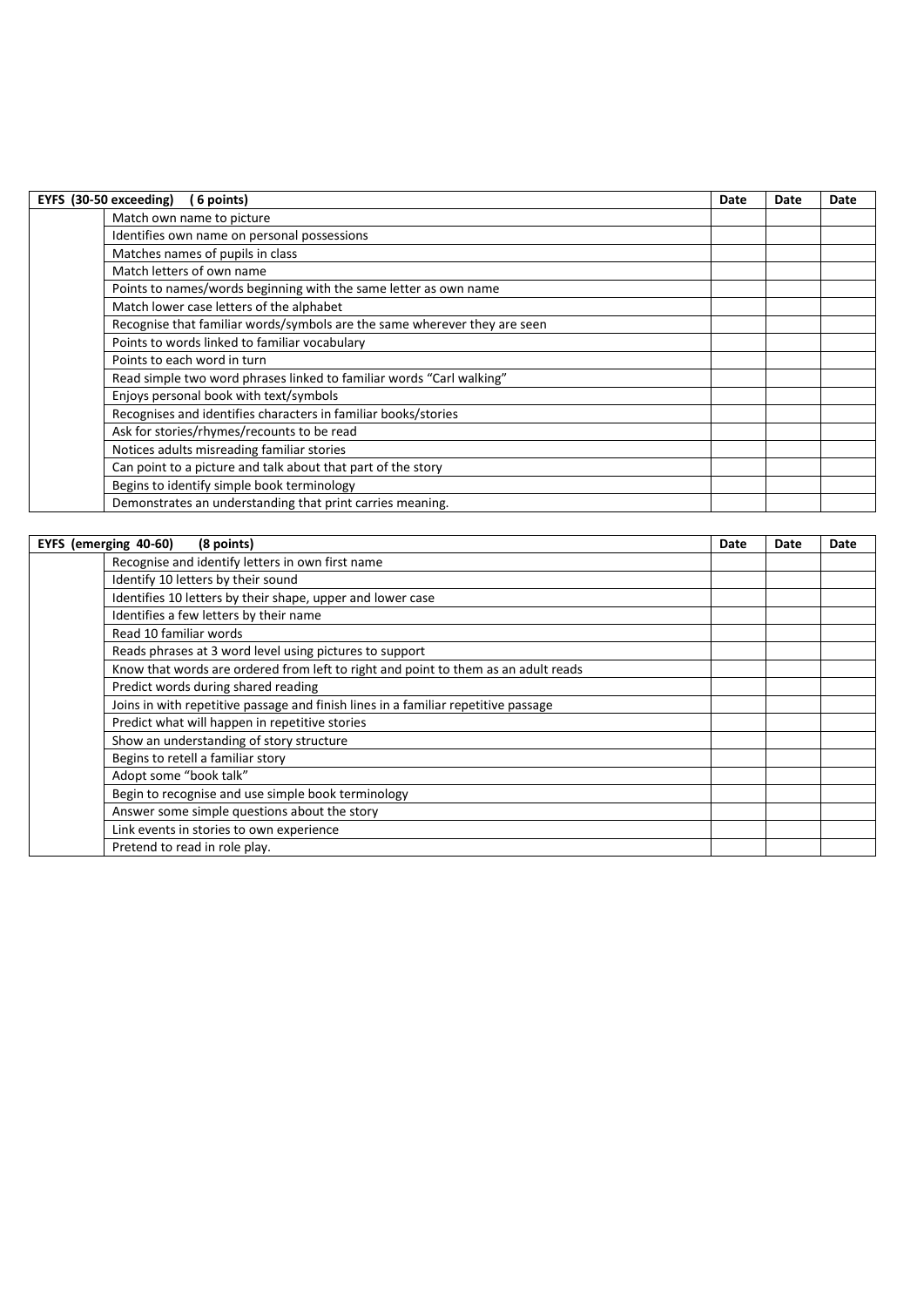| EYFS (30-50 exceeding) ( 6 points) | | Date | Date | Date |
|---|---|---|---|---|
| | Match own name to picture | | | |
| | Identifies own name on personal possessions | | | |
| | Matches names of pupils in class | | | |
| | Match letters of own name | | | |
| | Points to names/words beginning with the same letter as own name | | | |
| | Match lower case letters of the alphabet | | | |
| | Recognise that familiar words/symbols are the same wherever they are seen | | | |
| | Points to words linked to familiar vocabulary | | | |
| | Points to each word in turn | | | |
| | Read simple two word phrases linked to familiar words "Carl walking" | | | |
| | Enjoys personal book with text/symbols | | | |
| | Recognises and identifies characters in familiar books/stories | | | |
| | Ask for stories/rhymes/recounts to be read | | | |
| | Notices adults misreading familiar stories | | | |
| | Can point to a picture and talk about that part of the story | | | |
| | Begins to identify simple book terminology | | | |
| | Demonstrates an understanding that print carries meaning. | | | |

| EYFS (emerging 40-60) (8 points) | | Date | Date | Date |
|---|---|---|---|---|
| | Recognise and identify letters in own first name | | | |
| | Identify 10 letters by their sound | | | |
| | Identifies 10 letters by their shape, upper and lower case | | | |
| | Identifies a few letters by their name | | | |
| | Read 10 familiar words | | | |
| | Reads phrases at 3 word level using pictures to support | | | |
| | Know that words are ordered from left to right and point to them as an adult reads | | | |
| | Predict words during shared reading | | | |
| | Joins in with repetitive passage and finish lines in a familiar repetitive passage | | | |
| | Predict what will happen in repetitive stories | | | |
| | Show an understanding of story structure | | | |
| | Begins to retell a familiar story | | | |
| | Adopt some "book talk" | | | |
| | Begin to recognise and use simple book terminology | | | |
| | Answer some simple questions about the story | | | |
| | Link events in stories to own experience | | | |
| | Pretend to read in role play. | | | |